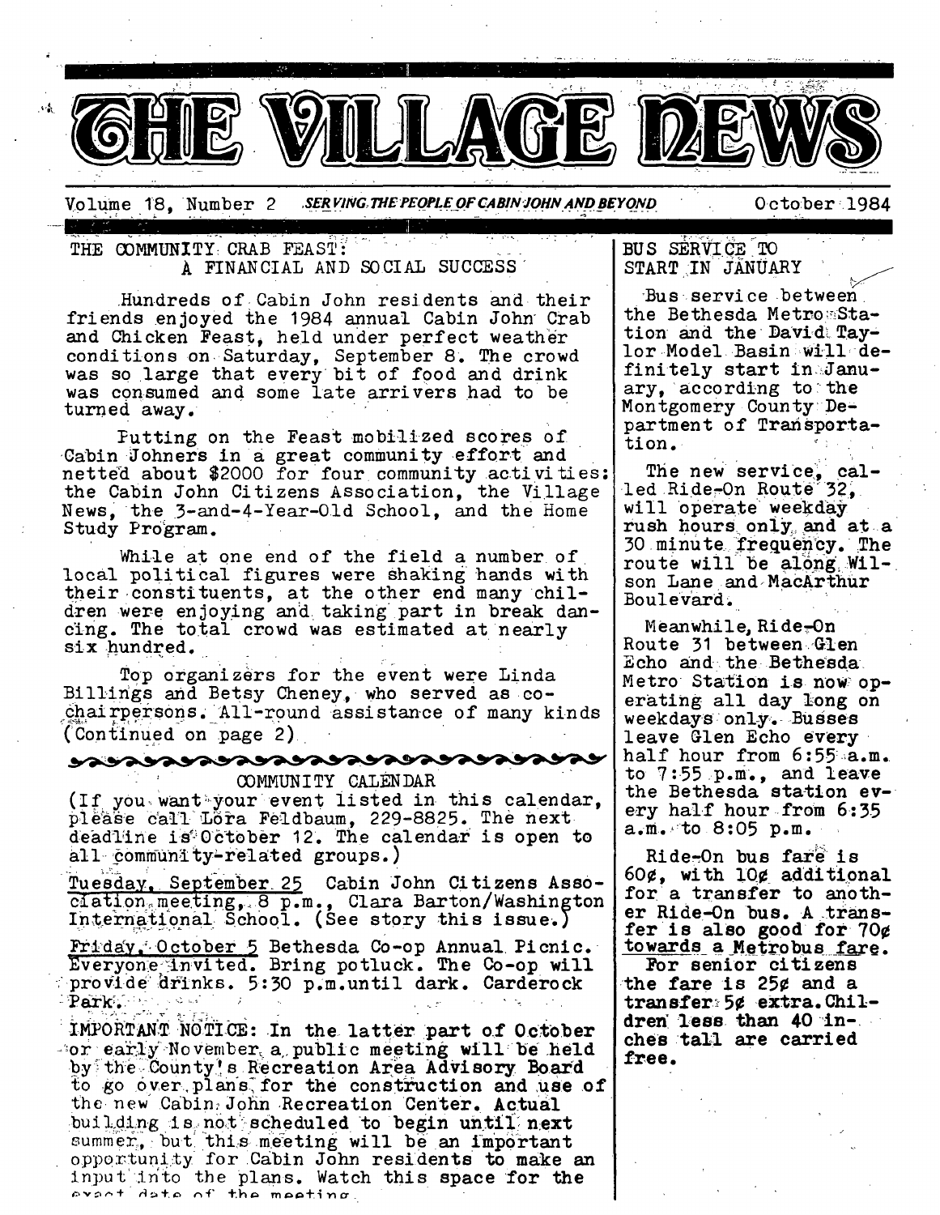# THE VILLAGE NEWS

Volume 18, Number 2 — SERVING THE PEOPLE OF CABIN JOHN AND BEYOND — October 1984

## THE COMMUNITY CRAB FEAST: A FINANCIAL AND SOCIAL SUCCESS

Hundreds of Cabin John residents and their friends enjoyed the 1984 annual Cabin John Crab and Chicken Feast, held under perfect weather conditions on Saturday, September 8. The crowd was so large that every bit of food and drink was consumed and some late arrivers had to be turned away.

Putting on the Feast mobilized scores of Cabin Johners in a great community effort and netted about $2000 for four community activities: the Cabin John Citizens Association, the Village News, the 3-and-4-Year-Old School, and the Home Study Program.

While at one end of the field a number of local political figures were shaking hands with their constituents, at the other end many children were enjoying and taking part in break dancing. The total crowd was estimated at nearly six hundred.

Top organizers for the event were Linda Billings and Betsy Cheney, who served as co-chairpersons. All-round assistance of many kinds (Continued on page 2)

## COMMUNITY CALENDAR

(If you want your event listed in this calendar, please call Lora Feldbaum, 229-8825. The next deadline is October 12. The calendar is open to all community-related groups.)

Tuesday, September 25 Cabin John Citizens Association meeting, 8 p.m., Clara Barton/Washington International School. (See story this issue.)

Friday, October 5 Bethesda Co-op Annual Picnic. Everyone invited. Bring potluck. The Co-op will provide drinks. 5:30 p.m.until dark. Carderock Park.

IMPORTANT NOTICE: In the latter part of October or early November a public meeting will be held by the County's Recreation Area Advisory Board to go over plans for the construction and use of the new Cabin John Recreation Center. Actual building is not scheduled to begin until next summer, but this meeting will be an important opportunity for Cabin John residents to make an input into the plans. Watch this space for the exact date of the meeting.

## BUS SERVICE TO START IN JANUARY

Bus service between the Bethesda Metro Station and the David Taylor Model Basin will definitely start in January, according to the Montgomery County Department of Transportation.

The new service, called Ride-On Route 32, will operate weekday rush hours only and at a 30 minute frequency. The route will be along Wilson Lane and MacArthur Boulevard.

Meanwhile, Ride-On Route 31 between Glen Echo and the Bethesda Metro Station is now operating all day long on weekdays only. Busses leave Glen Echo every half hour from 6:55 a.m. to 7:55 p.m., and leave the Bethesda station every half hour from 6:35 a.m. to 8:05 p.m.

Ride-On bus fare is 60¢, with 10¢ additional for a transfer to another Ride-On bus. A transfer is also good for 70¢ towards a Metrobus fare.

For senior citizens the fare is 25¢ and a transfer 5¢ extra. Children less than 40 inches tall are carried free.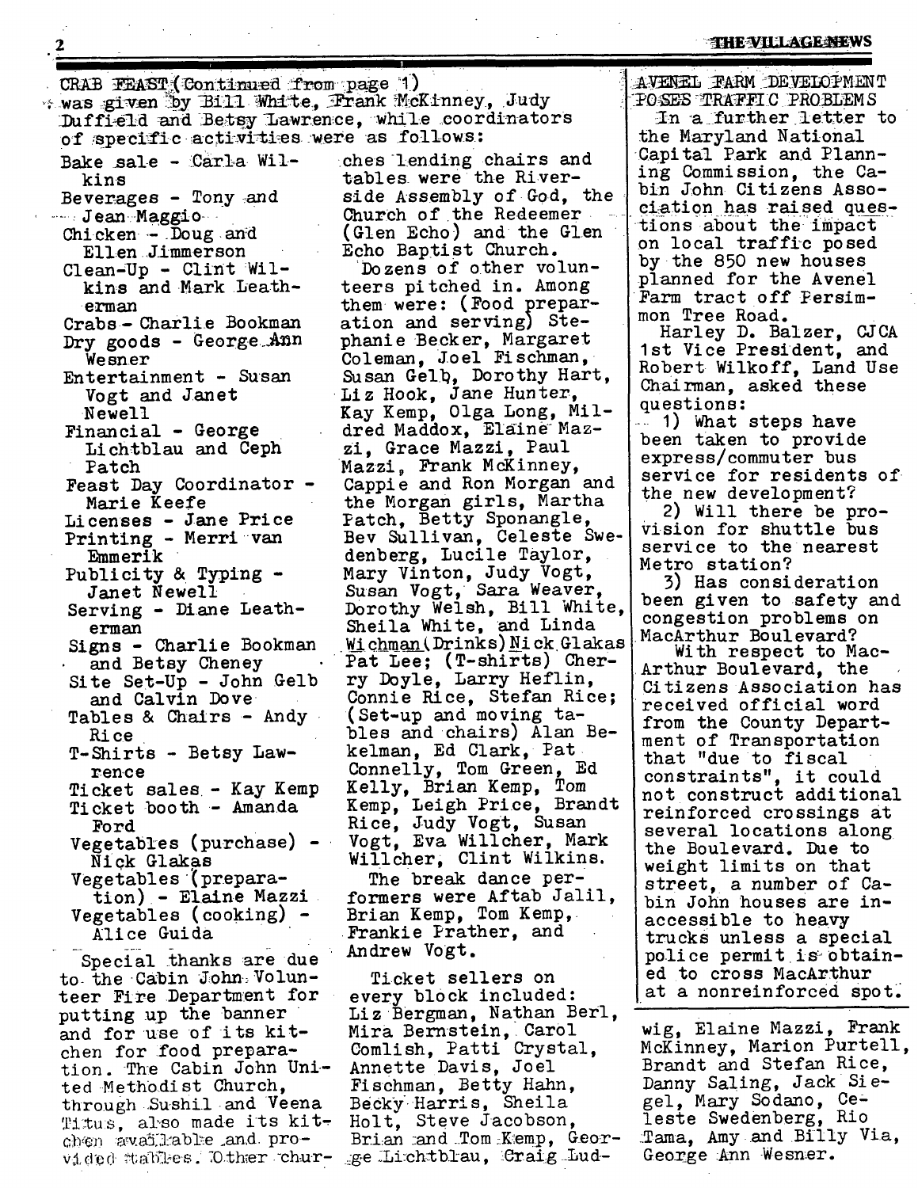CRAB FEAST (Continued from page 1)

was given by Bill White, Frank McKinney, Judy Duffield and Betsy Lawrence, while coordinators of specific activities were as follows:

Bake sale - Carla Wilkins
Beverages - Tony and Jean Maggio
Chicken - Doug and Ellen Jimmerson
Clean-Up - Clint Wilkins and Mark Leatherman
Crabs - Charlie Bookman
Dry goods - George Ann Wesner
Entertainment - Susan Vogt and Janet Newell
Financial - George Lichtblau and Ceph Patch
Feast Day Coordinator - Marie Keefe
Licenses - Jane Price
Printing - Merri van Emmerik
Publicity & Typing - Janet Newell
Serving - Diane Leatherman
Signs - Charlie Bookman and Betsy Cheney
Site Set-Up - John Gelb and Calvin Dove
Tables & Chairs - Andy Rice
T-Shirts - Betsy Lawrence
Ticket sales - Kay Kemp
Ticket booth - Amanda Ford
Vegetables (purchase) - Nick Glakas
Vegetables (preparation) - Elaine Mazzi
Vegetables (cooking) - Alice Guida

Special thanks are due to the Cabin John Volunteer Fire Department for putting up the banner and for use of its kitchen for food preparation. The Cabin John United Methodist Church, through Sushil and Veena Titus, also made its kitchen available and provided tables. Other churches lending chairs and tables were the Riverside Assembly of God, the Church of the Redeemer (Glen Echo) and the Glen Echo Baptist Church.

Dozens of other volunteers pitched in. Among them were: (Food preparation and serving) Stephanie Becker, Margaret Coleman, Joel Fischman, Susan Gelb, Dorothy Hart, Liz Hook, Jane Hunter, Kay Kemp, Olga Long, Mildred Maddox, Elaine Mazzi, Grace Mazzi, Paul Mazzi, Frank McKinney, Cappie and Ron Morgan and the Morgan girls, Martha Patch, Betty Sponangle, Bev Sullivan, Celeste Swedenberg, Lucile Taylor, Mary Vinton, Judy Vogt, Susan Vogt, Sara Weaver, Dorothy Welsh, Bill White, Sheila White, and Linda Wichman (Drinks) Nick Glakas Pat Lee; (T-shirts) Cherry Doyle, Larry Heflin, Connie Rice, Stefan Rice; (Set-up and moving tables and chairs) Alan Bekelman, Ed Clark, Pat Connelly, Tom Green, Ed Kelly, Brian Kemp, Tom Kemp, Leigh Price, Brandt Rice, Judy Vogt, Susan Vogt, Eva Willcher, Mark Willcher, Clint Wilkins.

The break dance performers were Aftab Jalil, Brian Kemp, Tom Kemp, Frankie Prather, and Andrew Vogt.

Ticket sellers on every block included: Liz Bergman, Nathan Berl, Mira Bernstein, Carol Comlish, Patti Crystal, Annette Davis, Joel Fischman, Betty Hahn, Becky Harris, Sheila Holt, Steve Jacobson, Brian and Tom Kemp, George Lichtblau, Craig Ludwig, Elaine Mazzi, Frank McKinney, Marion Purtell, Brandt and Stefan Rice, Danny Saling, Jack Siegel, Mary Sodano, Celeste Swedenberg, Rio Tama, Amy and Billy Via, George Ann Wesner.

## AVENEL FARM DEVELOPMENT POSES TRAFFIC PROBLEMS

In a further letter to the Maryland National Capital Park and Planning Commission, the Cabin John Citizens Association has raised questions about the impact on local traffic posed by the 850 new houses planned for the Avenel Farm tract off Persimmon Tree Road.

Harley D. Balzer, CJCA 1st Vice President, and Robert Wilkoff, Land Use Chairman, asked these questions:

1) What steps have been taken to provide express/commuter bus service for residents of the new development?

2) Will there be provision for shuttle bus service to the nearest Metro station?

3) Has consideration been given to safety and congestion problems on MacArthur Boulevard?

With respect to MacArthur Boulevard, the Citizens Association has received official word from the County Department of Transportation that "due to fiscal constraints", it could not construct additional reinforced crossings at several locations along the Boulevard. Due to weight limits on that street, a number of Cabin John houses are inaccessible to heavy trucks unless a special police permit is obtained to cross MacArthur at a nonreinforced spot.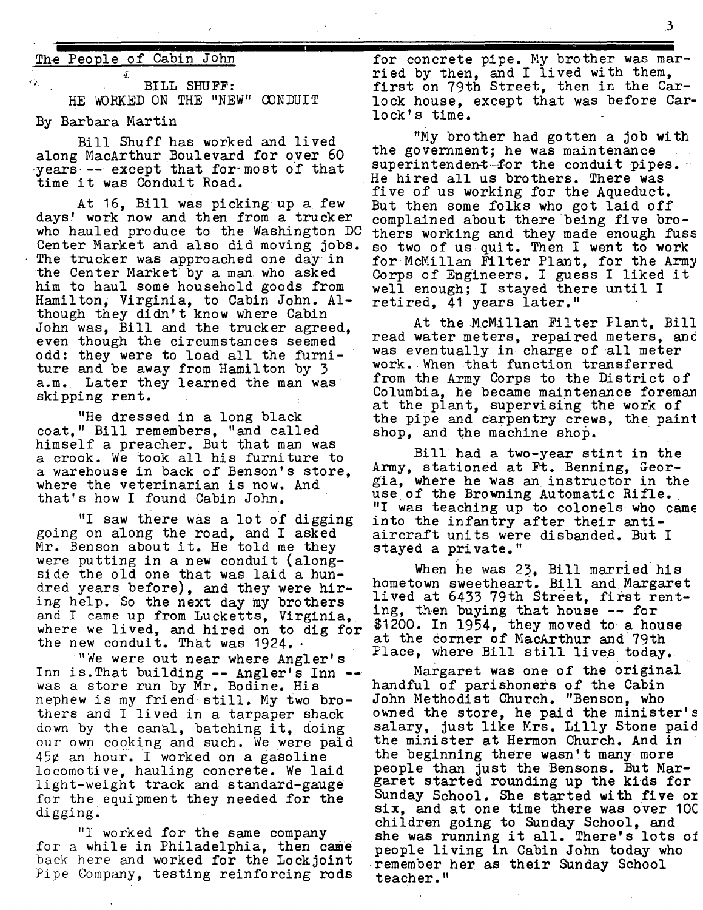## The People of Cabin John

### BILL SHUFF: HE WORKED ON THE "NEW" CONDUIT

By Barbara Martin

Bill Shuff has worked and lived along MacArthur Boulevard for over 60 years -- except that for most of that time it was Conduit Road.

At 16, Bill was picking up a few days' work now and then from a trucker who hauled produce to the Washington DC Center Market and also did moving jobs. The trucker was approached one day in the Center Market by a man who asked him to haul some household goods from Hamilton, Virginia, to Cabin John. Although they didn't know where Cabin John was, Bill and the trucker agreed, even though the circumstances seemed odd: they were to load all the furniture and be away from Hamilton by 3 a.m. Later they learned the man was skipping rent.

"He dressed in a long black coat," Bill remembers, "and called himself a preacher. But that man was a crook. We took all his furniture to a warehouse in back of Benson's store, where the veterinarian is now. And that's how I found Cabin John.

"I saw there was a lot of digging going on along the road, and I asked Mr. Benson about it. He told me they were putting in a new conduit (alongside the old one that was laid a hundred years before), and they were hiring help. So the next day my brothers and I came up from Lucketts, Virginia, where we lived, and hired on to dig for the new conduit. That was 1924.

"We were out near where Angler's Inn is. That building -- Angler's Inn -- was a store run by Mr. Bodine. His nephew is my friend still. My two brothers and I lived in a tarpaper shack down by the canal, batching it, doing our own cooking and such. We were paid 45¢ an hour. I worked on a gasoline locomotive, hauling concrete. We laid light-weight track and standard-gauge for the equipment they needed for the digging.

"I worked for the same company for a while in Philadelphia, then came back here and worked for the Lockjoint Pipe Company, testing reinforcing rods for concrete pipe. My brother was married by then, and I lived with them, first on 79th Street, then in the Carlock house, except that was before Carlock's time.

"My brother had gotten a job with the government; he was maintenance superintendent for the conduit pipes. He hired all us brothers. There was five of us working for the Aqueduct. But then some folks who got laid off complained about there being five brothers working and they made enough fuss so two of us quit. Then I went to work for McMillan Filter Plant, for the Army Corps of Engineers. I guess I liked it well enough; I stayed there until I retired, 41 years later."

At the McMillan Filter Plant, Bill read water meters, repaired meters, and was eventually in charge of all meter work. When that function transferred from the Army Corps to the District of Columbia, he became maintenance foreman at the plant, supervising the work of the pipe and carpentry crews, the paint shop, and the machine shop.

Bill had a two-year stint in the Army, stationed at Ft. Benning, Georgia, where he was an instructor in the use of the Browning Automatic Rifle. "I was teaching up to colonels who came into the infantry after their anti-aircraft units were disbanded. But I stayed a private."

When he was 23, Bill married his hometown sweetheart. Bill and Margaret lived at 6433 79th Street, first renting, then buying that house -- for $1200. In 1954, they moved to a house at the corner of MacArthur and 79th Place, where Bill still lives today.

Margaret was one of the original handful of parishoners of the Cabin John Methodist Church. "Benson, who owned the store, he paid the minister's salary, just like Mrs. Lilly Stone paid the minister at Hermon Church. And in the beginning there wasn't many more people than just the Bensons. But Margaret started rounding up the kids for Sunday School. She started with five or six, and at one time there was over 100 children going to Sunday School, and she was running it all. There's lots of people living in Cabin John today who remember her as their Sunday School teacher."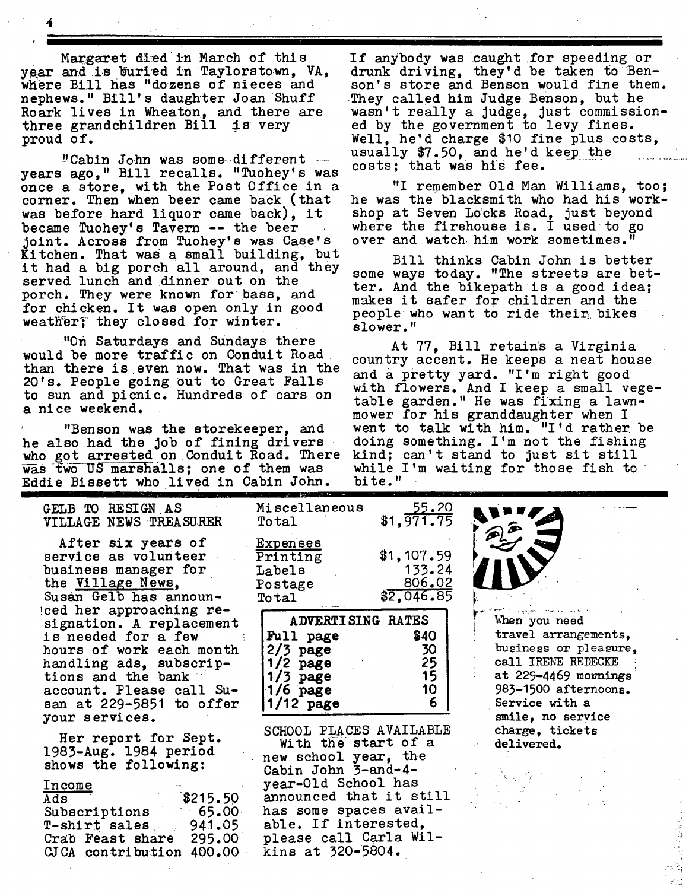Margaret died in March of this year and is buried in Taylorstown, VA, where Bill has "dozens of nieces and nephews." Bill's daughter Joan Shuff Roark lives in Wheaton, and there are three grandchildren Bill is very proud of.

"Cabin John was some different years ago," Bill recalls. "Tuohey's was once a store, with the Post Office in a corner. Then when beer came back (that was before hard liquor came back), it became Tuohey's Tavern -- the beer joint. Across from Tuohey's was Case's Kitchen. That was a small building, but it had a big porch all around, and they served lunch and dinner out on the porch. They were known for bass, and for chicken. It was open only in good weather; they closed for winter.

"On Saturdays and Sundays there would be more traffic on Conduit Road than there is even now. That was in the 20's. People going out to Great Falls to sun and picnic. Hundreds of cars on a nice weekend.

"Benson was the storekeeper, and he also had the job of fining drivers who got arrested on Conduit Road. There was two US marshalls; one of them was Eddie Bissett who lived in Cabin John. If anybody was caught for speeding or drunk driving, they'd be taken to Benson's store and Benson would fine them. They called him Judge Benson, but he wasn't really a judge, just commissioned by the government to levy fines. Well, he'd charge $10 fine plus costs, usually $7.50, and he'd keep the costs; that was his fee.

"I remember Old Man Williams, too; he was the blacksmith who had his workshop at Seven Locks Road, just beyond where the firehouse is. I used to go over and watch him work sometimes."

Bill thinks Cabin John is better some ways today. "The streets are better. And the bikepath is a good idea; makes it safer for children and the people who want to ride their bikes slower."

At 77, Bill retains a Virginia country accent. He keeps a neat house and a pretty yard. "I'm right good with flowers. And I keep a small vegetable garden." He was fixing a lawnmower for his granddaughter when I went to talk with him. "I'd rather be doing something. I'm not the fishing kind; can't stand to just sit still while I'm waiting for those fish to bite."

## GELB TO RESIGN AS VILLAGE NEWS TREASURER

After six years of service as volunteer business manager for the Village News, Susan Gelb has announced her approaching resignation. A replacement is needed for a few hours of work each month handling ads, subscriptions and the bank account. Please call Susan at 229-5851 to offer your services.

Her report for Sept. 1983-Aug. 1984 period shows the following:

| Income | |
|---|---|
| Ads | $215.50 |
| Subscriptions | 65.00 |
| T-shirt sales | 941.05 |
| Crab Feast share | 295.00 |
| CJCA contribution | 400.00 |
| Miscellaneous | 55.20 |
| Total | $1,971.75 |

| Expenses | |
|---|---|
| Printing | $1,107.59 |
| Labels | 133.24 |
| Postage | 806.02 |
| Total | $2,046.85 |

| ADVERTISING RATES | |
|---|---|
| **Full page** | $40 |
| **2/3 page** | 30 |
| **1/2 page** | 25 |
| **1/3 page** | 15 |
| **1/6 page** | 10 |
| **1/12 page** | 6 |

## SCHOOL PLACES AVAILABLE

With the start of a new school year, the Cabin John 3-and-4-year-Old School has announced that it still has some spaces available. If interested, please call Carla Wilkins at 320-5804.

When you need travel arrangements, business or pleasure, call IRENE REDECKE at 229-4469 mornings 983-1500 afternoons. Service with a smile, no service charge, tickets delivered.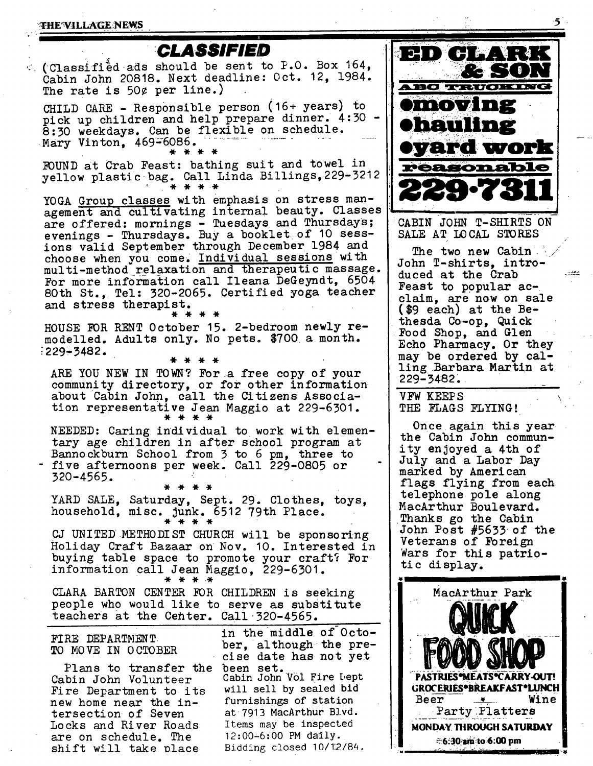## CLASSIFIED

(Classified ads should be sent to P.O. Box 164, Cabin John 20818. Next deadline: Oct. 12, 1984. The rate is 50¢ per line.)

CHILD CARE - Responsible person (16+ years) to pick up children and help prepare dinner. 4:30 - 8:30 weekdays. Can be flexible on schedule. Mary Vinton, 469-6086.

\* \* \* \*

FOUND at Crab Feast: bathing suit and towel in yellow plastic bag. Call Linda Billings, 229-3212

\* \* \* \*

YOGA Group classes with emphasis on stress management and cultivating internal beauty. Classes are offered: mornings - Tuesdays and Thursdays; evenings - Thursdays. Buy a booklet of 10 sessions valid September through December 1984 and choose when you come. Individual sessions with multi-method relaxation and therapeutic massage. For more information call Ileana DeGeyndt, 6504 80th St., Tel: 320-2065. Certified yoga teacher and stress therapist.

\* \* \* \*

HOUSE FOR RENT October 15. 2-bedroom newly remodelled. Adults only. No pets. $700 a month. 229-3482.

\* \* \* \*

ARE YOU NEW IN TOWN? For a free copy of your community directory, or for other information about Cabin John, call the Citizens Association representative Jean Maggio at 229-6301.

\* \* \* \*

NEEDED: Caring individual to work with elementary age children in after school program at Bannockburn School from 3 to 6 pm, three to five afternoons per week. Call 229-0805 or 320-4565.

\* \* \* \*

YARD SALE, Saturday, Sept. 29. Clothes, toys, household, misc. junk. 6512 79th Place.

\* \* \* \*

CJ UNITED METHODIST CHURCH will be sponsoring Holiday Craft Bazaar on Nov. 10. Interested in buying table space to promote your craft? For information call Jean Maggio, 229-6301.

\* \* \* \*

CLARA BARTON CENTER FOR CHILDREN is seeking people who would like to serve as substitute teachers at the Center. Call 320-4565.

### FIRE DEPARTMENT TO MOVE IN OCTOBER

Plans to transfer the Cabin John Volunteer Fire Department to its new home near the intersection of Seven Locks and River Roads are on schedule. The shift will take place in the middle of October, although the precise date has not yet been set.

Cabin John Vol Fire Dept will sell by sealed bid furnishings of station at 7913 MacArthur Blvd. Items may be inspected 12:00-6:00 PM daily. Bidding closed 10/12/84.

**ED CLARK & SON**

**ABC TRUCKING**

- **moving**
- **hauling**
- **yard work**

**reasonable**

**229-7311**

### CABIN JOHN T-SHIRTS ON SALE AT LOCAL STORES

The two new Cabin John T-shirts, introduced at the Crab Feast to popular acclaim, are now on sale ($9 each) at the Bethesda Co-op, Quick Food Shop, and Glen Echo Pharmacy. Or they may be ordered by calling Barbara Martin at 229-3482.

### VFW KEEPS THE FLAGS FLYING!

Once again this year the Cabin John community enjoyed a 4th of July and a Labor Day marked by American flags flying from each telephone pole along MacArthur Boulevard. Thanks go the Cabin John Post #5633 of the Veterans of Foreign Wars for this patriotic display.

MacArthur Park

**QUICK FOOD SHOP**

PASTRIES•MEATS•CARRY-OUT!
GROCERIES•BREAKFAST•LUNCH
Beer ✶ Wine
Party Platters

MONDAY THROUGH SATURDAY
6:30 am to 6:00 pm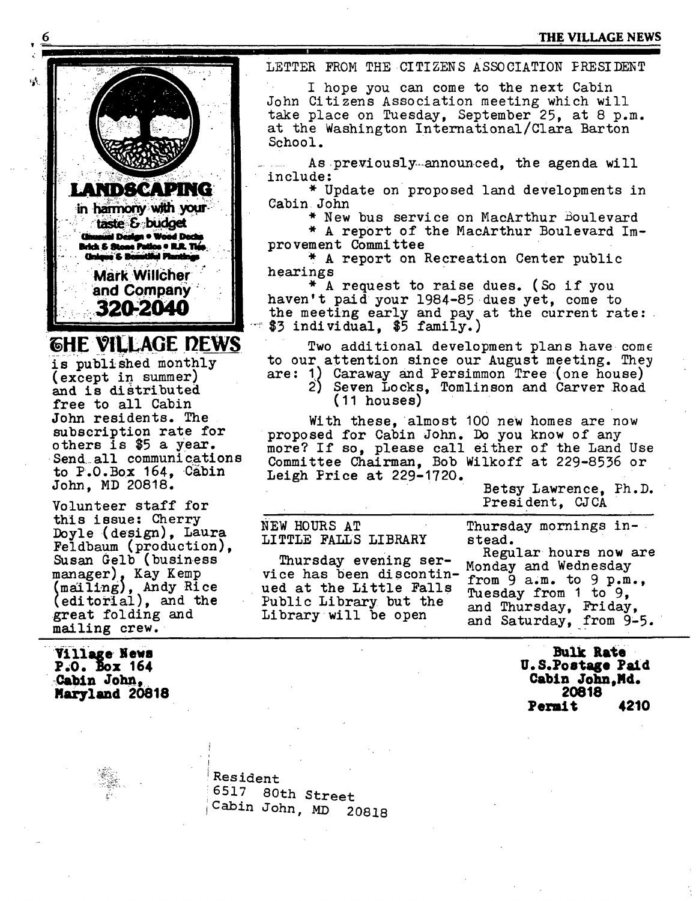**LANDSCAPING**
in harmony with your taste & budget
Unusual Design • Wood Decks
Brick & Stone Patios • R.R. Ties
Unique & Beautiful Plantings
**Mark Willcher and Company**
**320-2040**

## THE VILLAGE NEWS

is published monthly (except in summer) and is distributed free to all Cabin John residents. The subscription rate for others is $5 a year. Send all communications to P.O.Box 164, Cabin John, MD 20818.

Volunteer staff for this issue: Cherry Doyle (design), Laura Feldbaum (production), Susan Gelb (business manager), Kay Kemp (mailing), Andy Rice (editorial), and the great folding and mailing crew.

## LETTER FROM THE CITIZENS ASSOCIATION PRESIDENT

I hope you can come to the next Cabin John Citizens Association meeting which will take place on Tuesday, September 25, at 8 p.m. at the Washington International/Clara Barton School.

As previously announced, the agenda will include:

* Update on proposed land developments in Cabin John
* New bus service on MacArthur Boulevard
* A report of the MacArthur Boulevard Improvement Committee
* A report on Recreation Center public hearings
* A request to raise dues. (So if you haven't paid your 1984-85 dues yet, come to the meeting early and pay at the current rate: $3 individual, $5 family.)

Two additional development plans have come to our attention since our August meeting. They are: 1) Caraway and Persimmon Tree (one house) 2) Seven Locks, Tomlinson and Carver Road (11 houses)

With these, almost 100 new homes are now proposed for Cabin John. Do you know of any more? If so, please call either of the Land Use Committee Chairman, Bob Wilkoff at 229-8536 or Leigh Price at 229-1720.

Betsy Lawrence, Ph.D.
President, CJCA

## NEW HOURS AT LITTLE FALLS LIBRARY

Thursday evening service has been discontinued at the Little Falls Public Library but the Library will be open Thursday mornings instead.

Regular hours now are Monday and Wednesday from 9 a.m. to 9 p.m., Tuesday from 1 to 9, and Thursday, Friday, and Saturday, from 9-5.

**Village News**
**P.O. Box 164**
**Cabin John,**
**Maryland 20818**

**Bulk Rate**
**U.S.Postage Paid**
**Cabin John,Md.**
**20818**
**Permit 4210**

Resident
6517 80th Street
Cabin John, MD 20818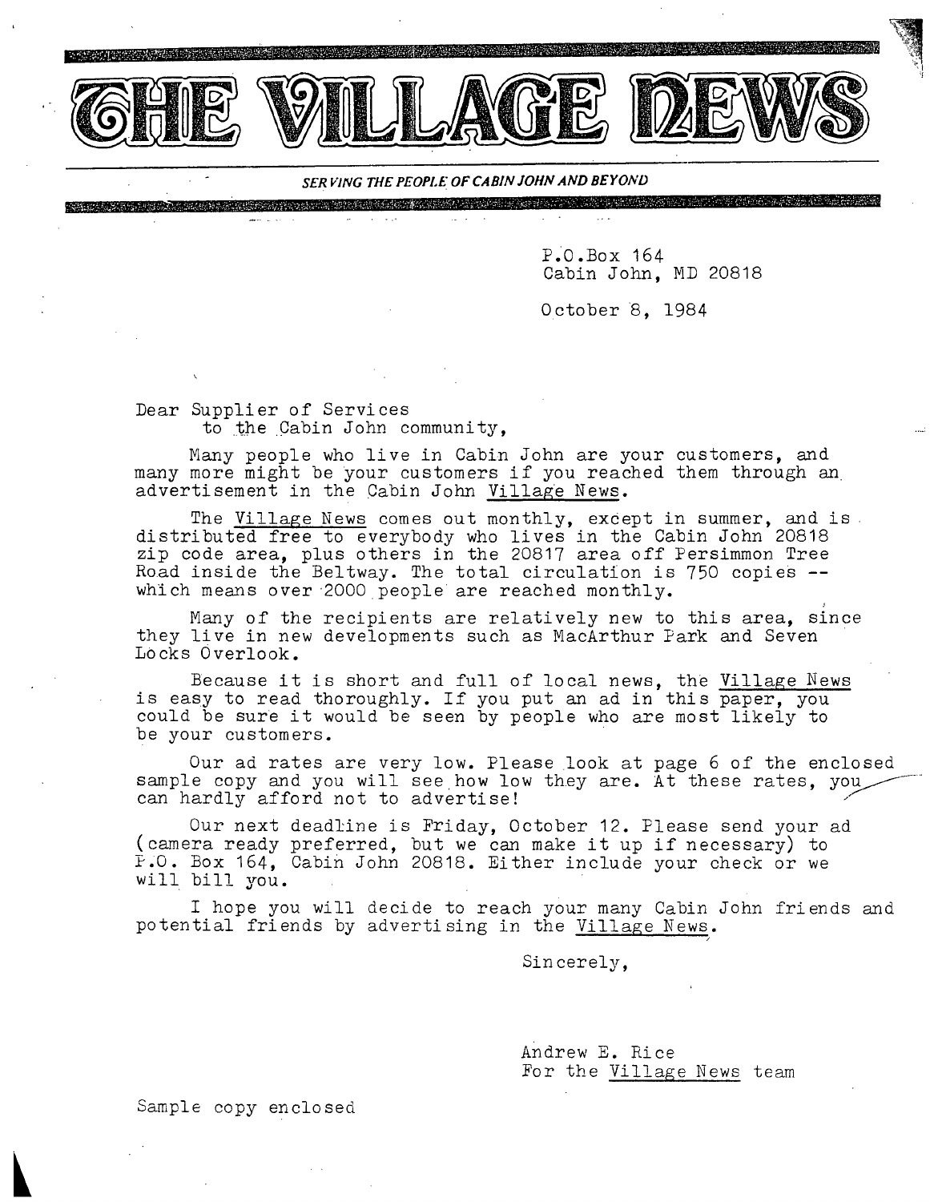# THE VILLAGE NEWS

*SERVING THE PEOPLE OF CABIN JOHN AND BEYOND*

P.O.Box 164
Cabin John, MD 20818

October 8, 1984

Dear Supplier of Services
to the Cabin John community,

Many people who live in Cabin John are your customers, and many more might be your customers if you reached them through an advertisement in the Cabin John Village News.

The Village News comes out monthly, except in summer, and is distributed free to everybody who lives in the Cabin John 20818 zip code area, plus others in the 20817 area off Persimmon Tree Road inside the Beltway. The total circulation is 750 copies -- which means over 2000 people are reached monthly.

Many of the recipients are relatively new to this area, since they live in new developments such as MacArthur Park and Seven Locks Overlook.

Because it is short and full of local news, the Village News is easy to read thoroughly. If you put an ad in this paper, you could be sure it would be seen by people who are most likely to be your customers.

Our ad rates are very low. Please look at page 6 of the enclosed sample copy and you will see how low they are. At these rates, you can hardly afford not to advertise!

Our next deadline is Friday, October 12. Please send your ad (camera ready preferred, but we can make it up if necessary) to P.O. Box 164, Cabin John 20818. Either include your check or we will bill you.

I hope you will decide to reach your many Cabin John friends and potential friends by advertising in the Village News.

Sincerely,

Andrew E. Rice
For the Village News team

Sample copy enclosed